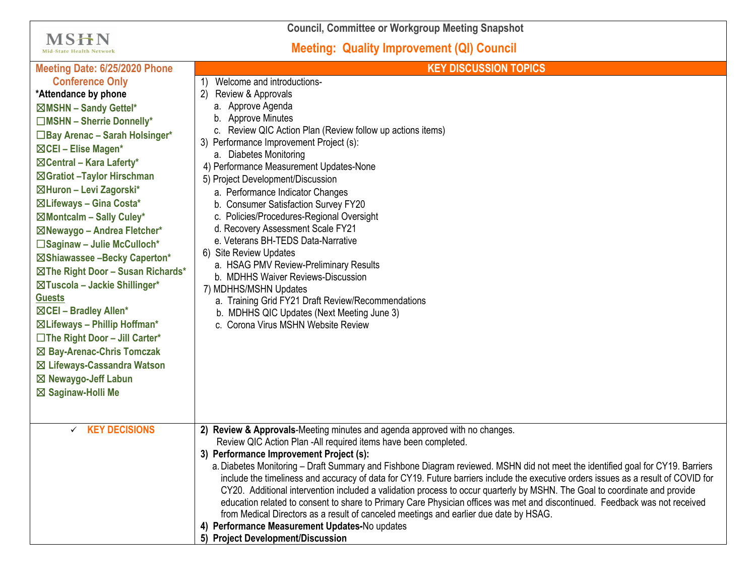MSHN
Mid-State Health Network

## Council, Committee or Workgroup Meeting Snapshot

## Meeting: Quality Improvement (QI) Council

**Meeting Date: 6/25/2020 Phone Conference Only**

**\*Attendance by phone**

- ☒MSHN – Sandy Gettel*
- ☐MSHN – Sherrie Donnelly*
- ☐Bay Arenac – Sarah Holsinger*
- ☒CEI – Elise Magen*
- ☒Central – Kara Laferty*
- ☒Gratiot –Taylor Hirschman
- ☒Huron – Levi Zagorski*
- ☒Lifeways – Gina Costa*
- ☒Montcalm – Sally Culey*
- ☒Newaygo – Andrea Fletcher*
- ☐Saginaw – Julie McCulloch*
- ☒Shiawassee –Becky Caperton*
- ☒The Right Door – Susan Richards*
- ☒Tuscola – Jackie Shillinger*

**Guests**

- ☒CEI – Bradley Allen*
- ☒Lifeways – Phillip Hoffman*
- ☐The Right Door – Jill Carter*
- ☒ Bay-Arenac-Chris Tomczak
- ☒ Lifeways-Cassandra Watson
- ☒ Newaygo-Jeff Labun
- ☒ Saginaw-Holli Me

### KEY DISCUSSION TOPICS

1) Welcome and introductions-
2) Review & Approvals
   a. Approve Agenda
   b. Approve Minutes
   c. Review QIC Action Plan (Review follow up actions items)
3) Performance Improvement Project (s):
   a. Diabetes Monitoring
4) Performance Measurement Updates-None
5) Project Development/Discussion
   a. Performance Indicator Changes
   b. Consumer Satisfaction Survey FY20
   c. Policies/Procedures-Regional Oversight
   d. Recovery Assessment Scale FY21
   e. Veterans BH-TEDS Data-Narrative
6) Site Review Updates
   a. HSAG PMV Review-Preliminary Results
   b. MDHHS Waiver Reviews-Discussion
7) MDHHS/MSHN Updates
   a. Training Grid FY21 Draft Review/Recommendations
   b. MDHHS QIC Updates (Next Meeting June 3)
   c. Corona Virus MSHN Website Review

### ✓ KEY DECISIONS

**2) Review & Approvals**-Meeting minutes and agenda approved with no changes.
Review QIC Action Plan -All required items have been completed.

**3) Performance Improvement Project (s):**

a. Diabetes Monitoring – Draft Summary and Fishbone Diagram reviewed. MSHN did not meet the identified goal for CY19. Barriers include the timeliness and accuracy of data for CY19. Future barriers include the executive orders issues as a result of COVID for CY20. Additional intervention included a validation process to occur quarterly by MSHN. The Goal to coordinate and provide education related to consent to share to Primary Care Physician offices was met and discontinued. Feedback was not received from Medical Directors as a result of canceled meetings and earlier due date by HSAG.

**4) Performance Measurement Updates-**No updates

**5) Project Development/Discussion**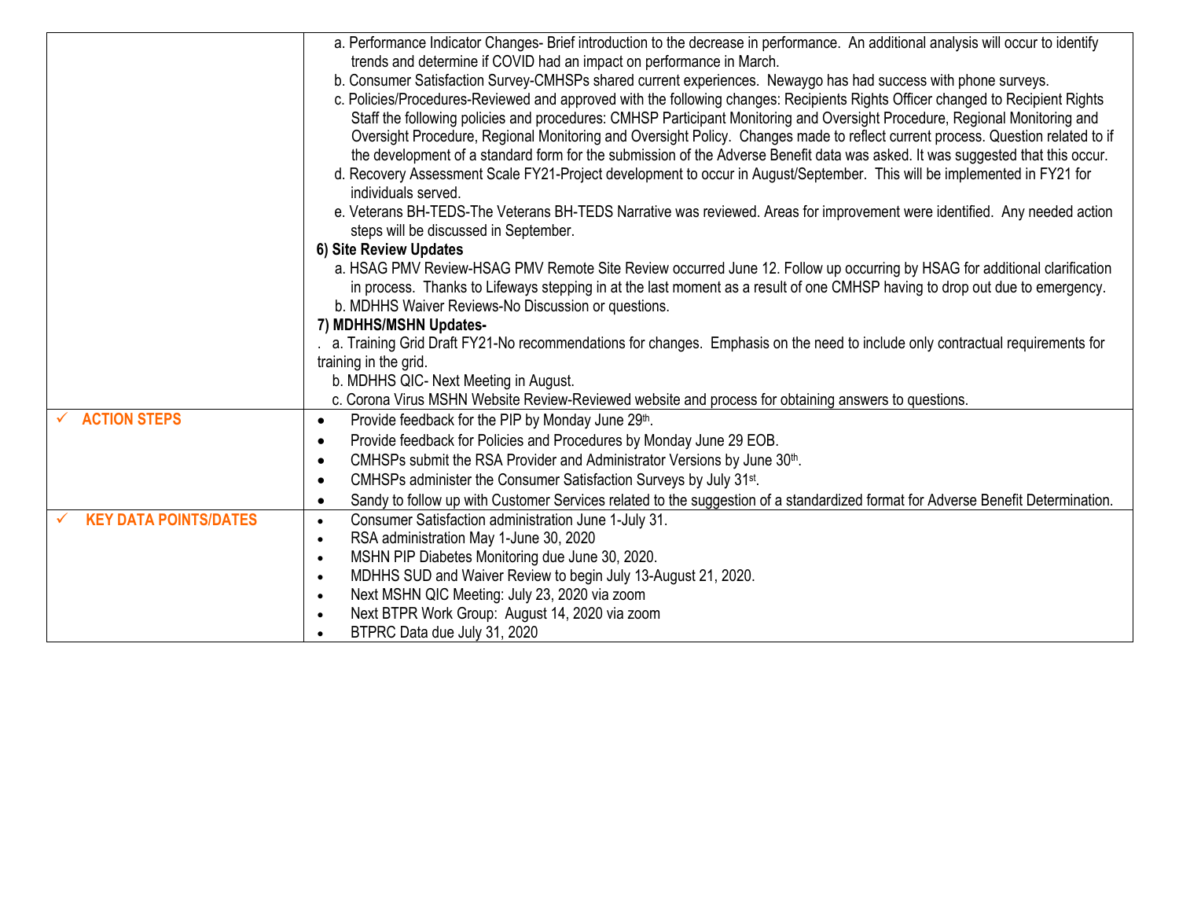| | |
|---|---|
| | a. Performance Indicator Changes- Brief introduction to the decrease in performance. An additional analysis will occur to identify trends and determine if COVID had an impact on performance in March.<br>b. Consumer Satisfaction Survey-CMHSPs shared current experiences. Newaygo has had success with phone surveys.<br>c. Policies/Procedures-Reviewed and approved with the following changes: Recipients Rights Officer changed to Recipient Rights Staff the following policies and procedures: CMHSP Participant Monitoring and Oversight Procedure, Regional Monitoring and Oversight Procedure, Regional Monitoring and Oversight Policy. Changes made to reflect current process. Question related to if the development of a standard form for the submission of the Adverse Benefit data was asked. It was suggested that this occur.<br>d. Recovery Assessment Scale FY21-Project development to occur in August/September. This will be implemented in FY21 for individuals served.<br>e. Veterans BH-TEDS-The Veterans BH-TEDS Narrative was reviewed. Areas for improvement were identified. Any needed action steps will be discussed in September.<br>**6) Site Review Updates**<br>a. HSAG PMV Review-HSAG PMV Remote Site Review occurred June 12. Follow up occurring by HSAG for additional clarification in process. Thanks to Lifeways stepping in at the last moment as a result of one CMHSP having to drop out due to emergency.<br>b. MDHHS Waiver Reviews-No Discussion or questions.<br>**7) MDHHS/MSHN Updates-**<br>. a. Training Grid Draft FY21-No recommendations for changes. Emphasis on the need to include only contractual requirements for training in the grid.<br>b. MDHHS QIC- Next Meeting in August.<br>c. Corona Virus MSHN Website Review-Reviewed website and process for obtaining answers to questions. |
| ✓ **ACTION STEPS** | • Provide feedback for the PIP by Monday June 29th.<br>• Provide feedback for Policies and Procedures by Monday June 29 EOB.<br>• CMHSPs submit the RSA Provider and Administrator Versions by June 30th.<br>• CMHSPs administer the Consumer Satisfaction Surveys by July 31st.<br>• Sandy to follow up with Customer Services related to the suggestion of a standardized format for Adverse Benefit Determination. |
| ✓ **KEY DATA POINTS/DATES** | • Consumer Satisfaction administration June 1-July 31.<br>• RSA administration May 1-June 30, 2020<br>• MSHN PIP Diabetes Monitoring due June 30, 2020.<br>• MDHHS SUD and Waiver Review to begin July 13-August 21, 2020.<br>• Next MSHN QIC Meeting: July 23, 2020 via zoom<br>• Next BTPR Work Group: August 14, 2020 via zoom<br>• BTPRC Data due July 31, 2020 |